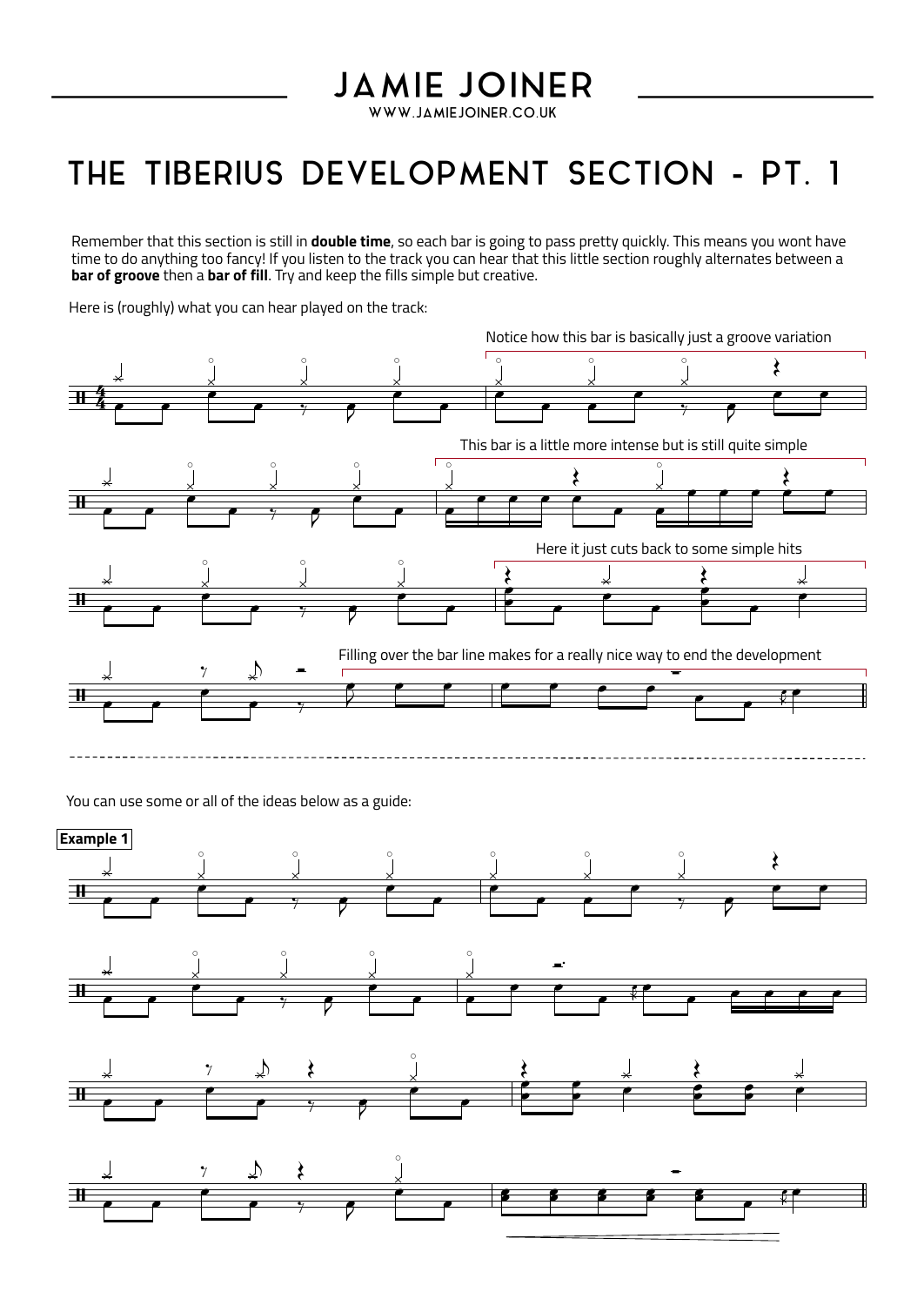# THE TIBERIUS DEVELOPMENT SECTION - PT. 1

Remember that this section is still in **double time**, so each bar is going to pass pretty quickly. This means you wont have time to do anything too fancy! If you listen to the track you can hear that this little section roughly alternates between a **bar of groove** then a **bar of fill**. Try and keep the fills simple but creative.

Here is (roughly) what you can hear played on the track:

Notice how this bar is basically just a groove variation

This bar is a little more intense but is still quite simple

Here it just cuts back to some simple hits

Filling over the bar line makes for a really nice way to end the development

You can use some or all of the ideas below as a guide:

**Example 1**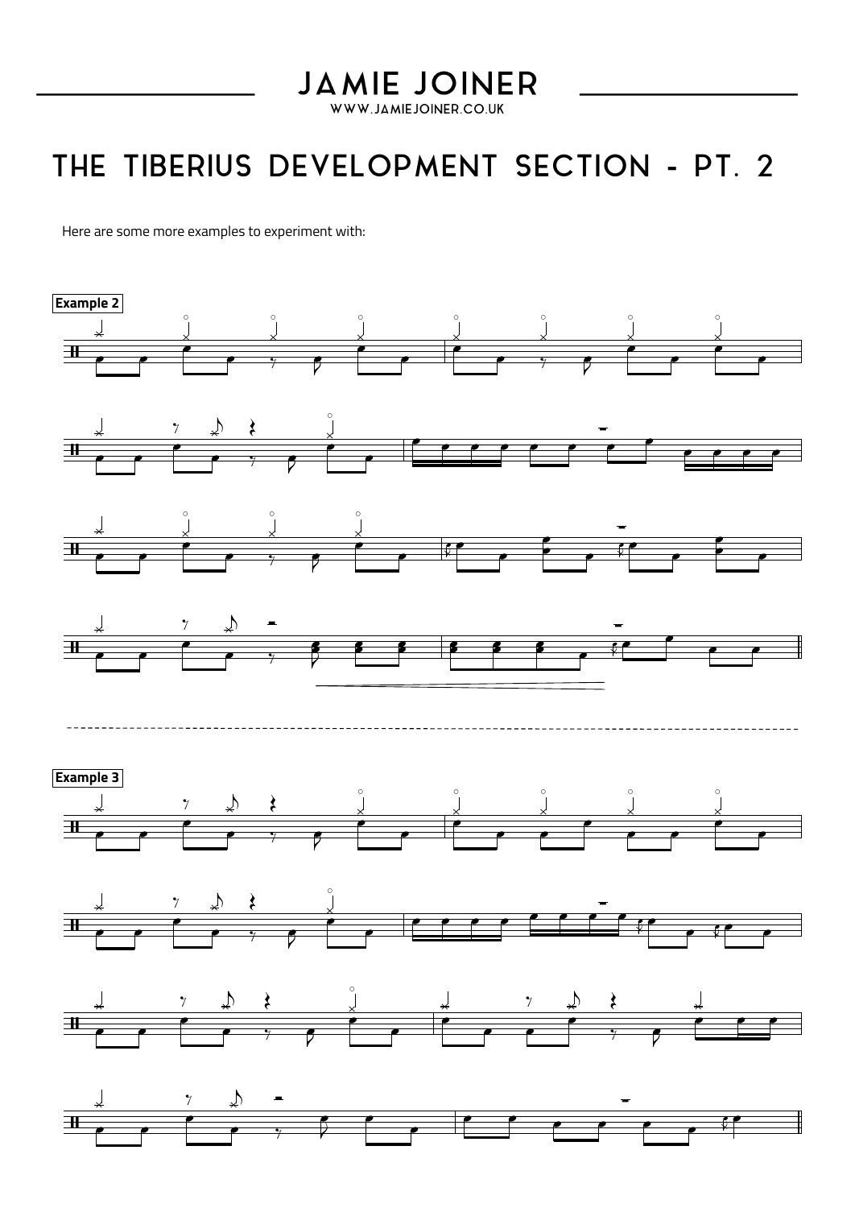# THE TIBERIUS DEVELOPMENT SECTION - PT. 2

Here are some more examples to experiment with:

**Example 2**

**Example 3**